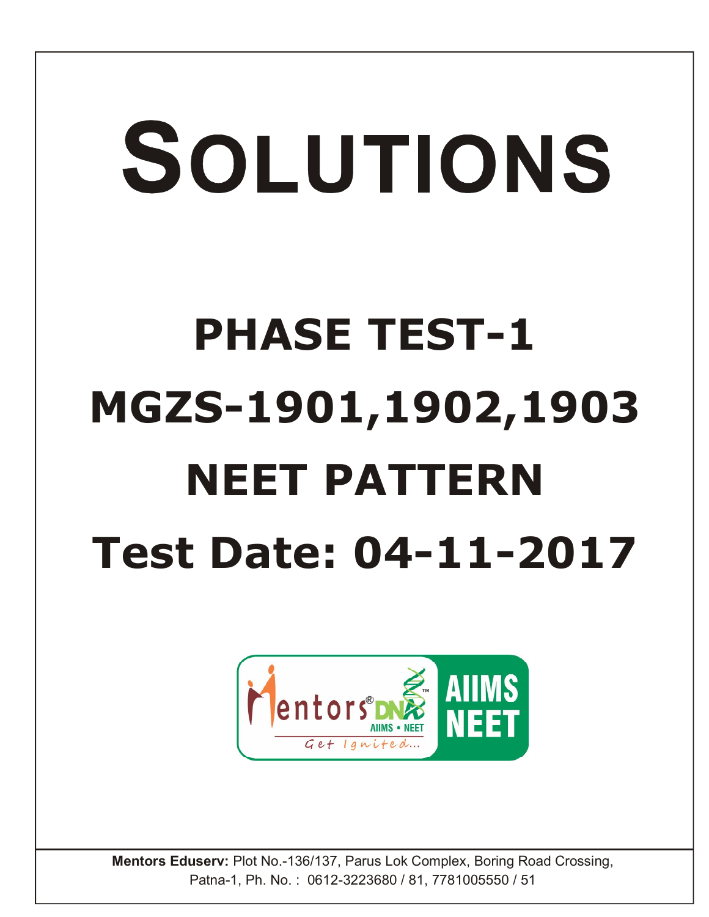# SOLUTIONS

# PHASE TEST-1

# MGZS-1901,1902,1903

# NEET PATTERN

# Test Date: 04-11-2017

Mentors® DNA AIIMS • NEET

Get Ignited...

AIIMS NEET

**Mentors Eduserv:** Plot No.-136/137, Parus Lok Complex, Boring Road Crossing, Patna-1, Ph. No. : 0612-3223680 / 81, 7781005550 / 51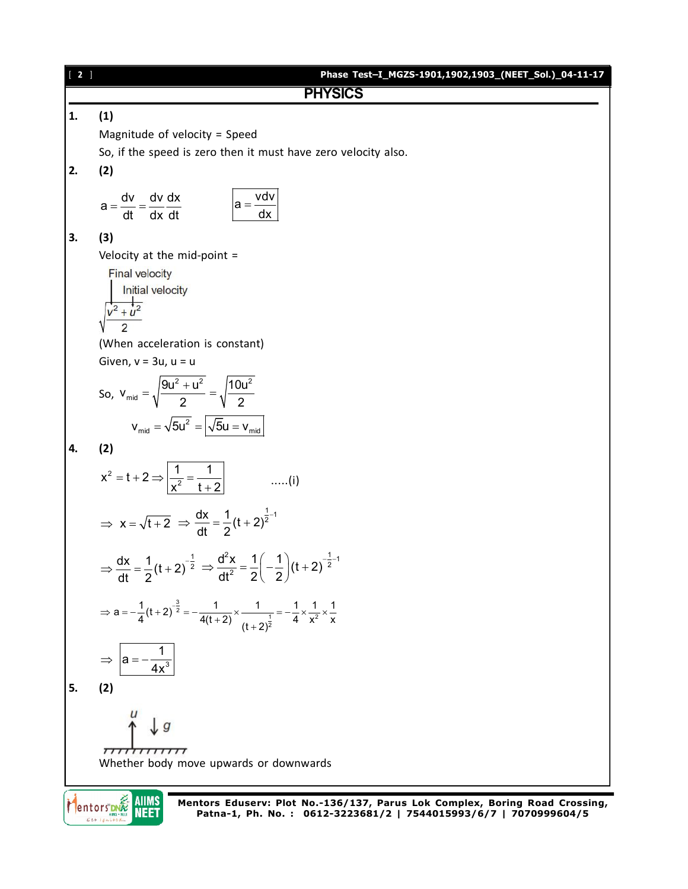## PHYSICS

**1. (1)**

Magnitude of velocity = Speed

So, if the speed is zero then it must have zero velocity also.

**2. (2)**

$$a = \frac{dv}{dt} = \frac{dv}{dx}\frac{dx}{dt} \qquad \boxed{a = \frac{vdv}{dx}}$$

**3. (3)**

Velocity at the mid-point =

$$\sqrt{\frac{v^2 + u^2}{2}}$$

(where $v$ = Final velocity, $u$ = Initial velocity)

(When acceleration is constant)

Given, v = 3u, u = u

$$\text{So, } v_{mid} = \sqrt{\frac{9u^2 + u^2}{2}} = \sqrt{\frac{10u^2}{2}}$$

$$v_{mid} = \sqrt{5u^2} = \boxed{\sqrt{5}u = v_{mid}}$$

**4. (2)**

$$x^2 = t + 2 \Rightarrow \boxed{\frac{1}{x^2} = \frac{1}{t+2}} \qquad .....(i)$$

$$\Rightarrow x = \sqrt{t+2} \Rightarrow \frac{dx}{dt} = \frac{1}{2}(t+2)^{\frac{1}{2}-1}$$

$$\Rightarrow \frac{dx}{dt} = \frac{1}{2}(t+2)^{-\frac{1}{2}} \Rightarrow \frac{d^2x}{dt^2} = \frac{1}{2}\left(-\frac{1}{2}\right)(t+2)^{-\frac{1}{2}-1}$$

$$\Rightarrow a = -\frac{1}{4}(t+2)^{-\frac{3}{2}} = -\frac{1}{4(t+2)} \times \frac{1}{(t+2)^{\frac{1}{2}}} = -\frac{1}{4} \times \frac{1}{x^2} \times \frac{1}{x}$$

$$\Rightarrow \boxed{a = -\frac{1}{4x^3}}$$

**5. (2)**

($u$ upward, $g$ downward)

Whether body move upwards or downwards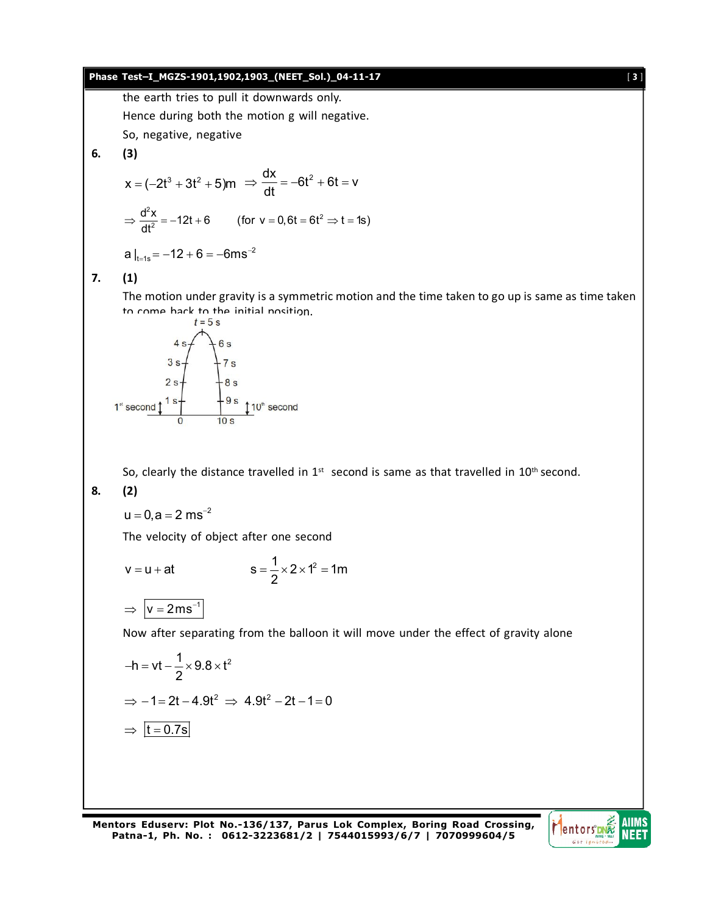the earth tries to pull it downwards only.

Hence during both the motion g will negative.

So, negative, negative

**6.** **(3)**

$$x = (-2t^3 + 3t^2 + 5)\text{m} \Rightarrow \frac{dx}{dt} = -6t^2 + 6t = v$$

$$\Rightarrow \frac{d^2x}{dt^2} = -12t + 6 \qquad (\text{for } v = 0, 6t = 6t^2 \Rightarrow t = 1\text{s})$$

$$a|_{t=1s} = -12 + 6 = -6\text{ms}^{-2}$$

**7.** **(1)**

The motion under gravity is a symmetric motion and the time taken to go up is same as time taken to come back to the initial position.

So, clearly the distance travelled in 1st second is same as that travelled in 10th second.

**8.** **(2)**

$$u = 0, a = 2\text{ ms}^{-2}$$

The velocity of object after one second

$$v = u + at \qquad\qquad s = \frac{1}{2} \times 2 \times 1^2 = 1\text{m}$$

$$\Rightarrow \boxed{v = 2\text{ms}^{-1}}$$

Now after separating from the balloon it will move under the effect of gravity alone

$$-h = vt - \frac{1}{2} \times 9.8 \times t^2$$

$$\Rightarrow -1 = 2t - 4.9t^2 \Rightarrow 4.9t^2 - 2t - 1 = 0$$

$$\Rightarrow \boxed{t = 0.7\text{s}}$$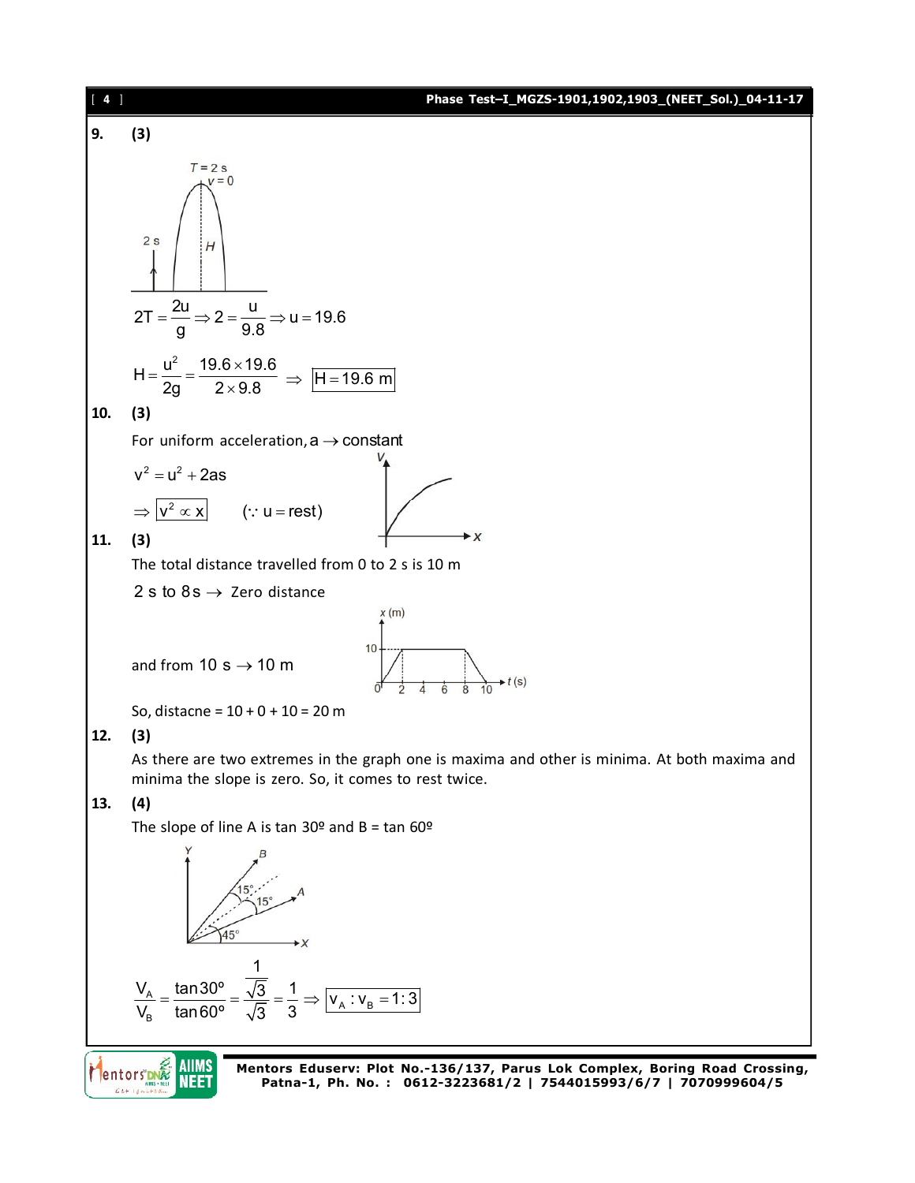**9. (3)**

$$2T = \frac{2u}{g} \Rightarrow 2 = \frac{u}{9.8} \Rightarrow u = 19.6$$

$$H = \frac{u^2}{2g} = \frac{19.6 \times 19.6}{2 \times 9.8} \Rightarrow \boxed{H = 19.6\text{ m}}$$

**10. (3)**

For uniform acceleration, $a \rightarrow$ constant

$$v^2 = u^2 + 2as$$

$$\Rightarrow \boxed{v^2 \propto x} \qquad (\because u = \text{rest})$$

**11. (3)**

The total distance travelled from 0 to 2 s is 10 m

$2\text{ s to }8\text{ s} \rightarrow$ Zero distance

and from $10\text{ s} \rightarrow 10\text{ m}$

So, distacne = 10 + 0 + 10 = 20 m

**12. (3)**

As there are two extremes in the graph one is maxima and other is minima. At both maxima and minima the slope is zero. So, it comes to rest twice.

**13. (4)**

The slope of line A is tan 30º and B = tan 60º

$$\frac{V_A}{V_B} = \frac{\tan 30^\circ}{\tan 60^\circ} = \frac{\frac{1}{\sqrt{3}}}{\sqrt{3}} = \frac{1}{3} \Rightarrow \boxed{V_A : V_B = 1:3}$$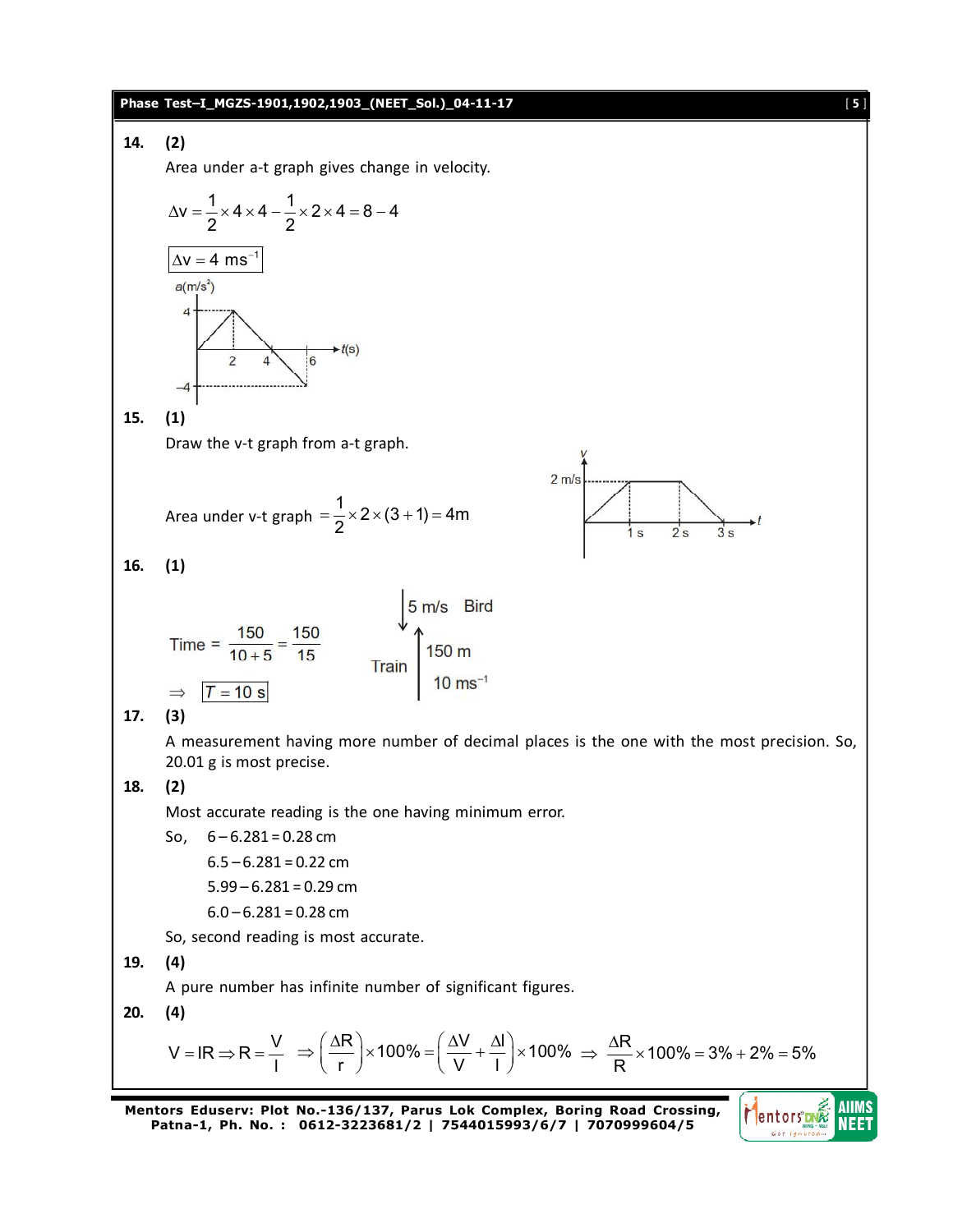**14. (2)**

Area under a-t graph gives change in velocity.

$$\Delta v = \frac{1}{2} \times 4 \times 4 - \frac{1}{2} \times 2 \times 4 = 8 - 4$$

$$\boxed{\Delta v = 4 \text{ ms}^{-1}}$$

**15. (1)**

Draw the v-t graph from a-t graph.

Area under v-t graph $= \frac{1}{2} \times 2 \times (3+1) = 4\text{m}$

**16. (1)**

Time $= \frac{150}{10+5} = \frac{150}{15}$

$\Rightarrow \boxed{T = 10 \text{ s}}$

**17. (3)**

A measurement having more number of decimal places is the one with the most precision. So, 20.01 g is most precise.

**18. (2)**

Most accurate reading is the one having minimum error.

So, $6 - 6.281 = 0.28$ cm

$6.5 - 6.281 = 0.22$ cm

$5.99 - 6.281 = 0.29$ cm

$6.0 - 6.281 = 0.28$ cm

So, second reading is most accurate.

**19. (4)**

A pure number has infinite number of significant figures.

**20. (4)**

$$V = IR \Rightarrow R = \frac{V}{I} \Rightarrow \left(\frac{\Delta R}{r}\right) \times 100\% = \left(\frac{\Delta V}{V} + \frac{\Delta I}{I}\right) \times 100\% \Rightarrow \frac{\Delta R}{R} \times 100\% = 3\% + 2\% = 5\%$$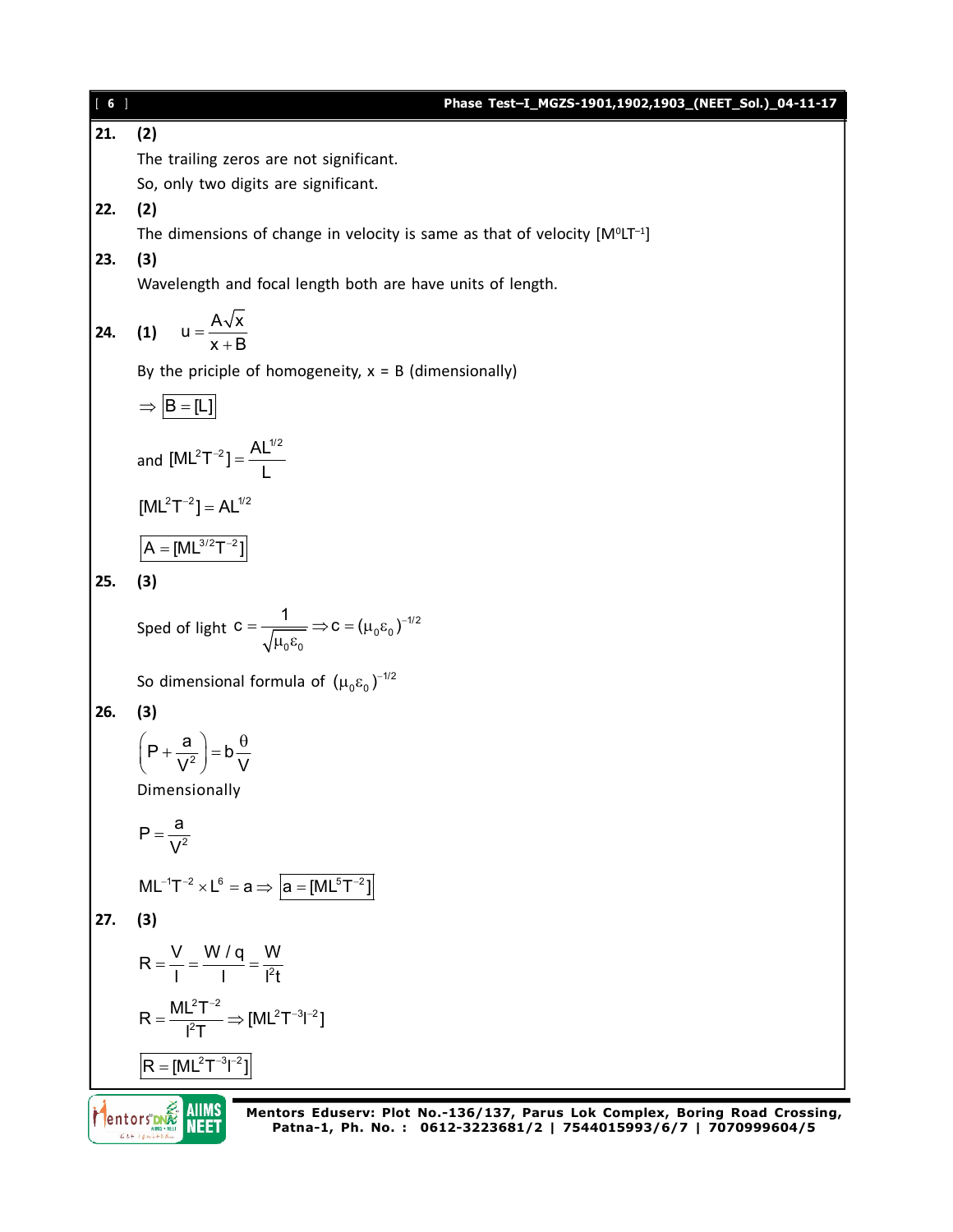**21.** **(2)**

The trailing zeros are not significant.

So, only two digits are significant.

**22.** **(2)**

The dimensions of change in velocity is same as that of velocity $[M^0LT^{-1}]$

**23.** **(3)**

Wavelength and focal length both are have units of length.

**24.** **(1)** $u = \dfrac{A\sqrt{x}}{x+B}$

By the priciple of homogeneity, x = B (dimensionally)

$$\Rightarrow \boxed{B = [L]}$$

and $[ML^2T^{-2}] = \dfrac{AL^{1/2}}{L}$

$$[ML^2T^{-2}] = AL^{1/2}$$

$$\boxed{A = [ML^{3/2}T^{-2}]}$$

**25.** **(3)**

Sped of light $c = \dfrac{1}{\sqrt{\mu_0\varepsilon_0}} \Rightarrow c = (\mu_0\varepsilon_0)^{-1/2}$

So dimensional formula of $(\mu_0\varepsilon_0)^{-1/2}$

**26.** **(3)**

$$\left(P + \frac{a}{V^2}\right) = b\frac{\theta}{V}$$

Dimensionally

$$P = \frac{a}{V^2}$$

$$ML^{-1}T^{-2} \times L^6 = a \Rightarrow \boxed{a = [ML^5T^{-2}]}$$

**27.** **(3)**

$$R = \frac{V}{I} = \frac{W/q}{I} = \frac{W}{I^2t}$$

$$R = \frac{ML^2T^{-2}}{I^2T} \Rightarrow [ML^2T^{-3}I^{-2}]$$

$$\boxed{R = [ML^2T^{-3}I^{-2}]}$$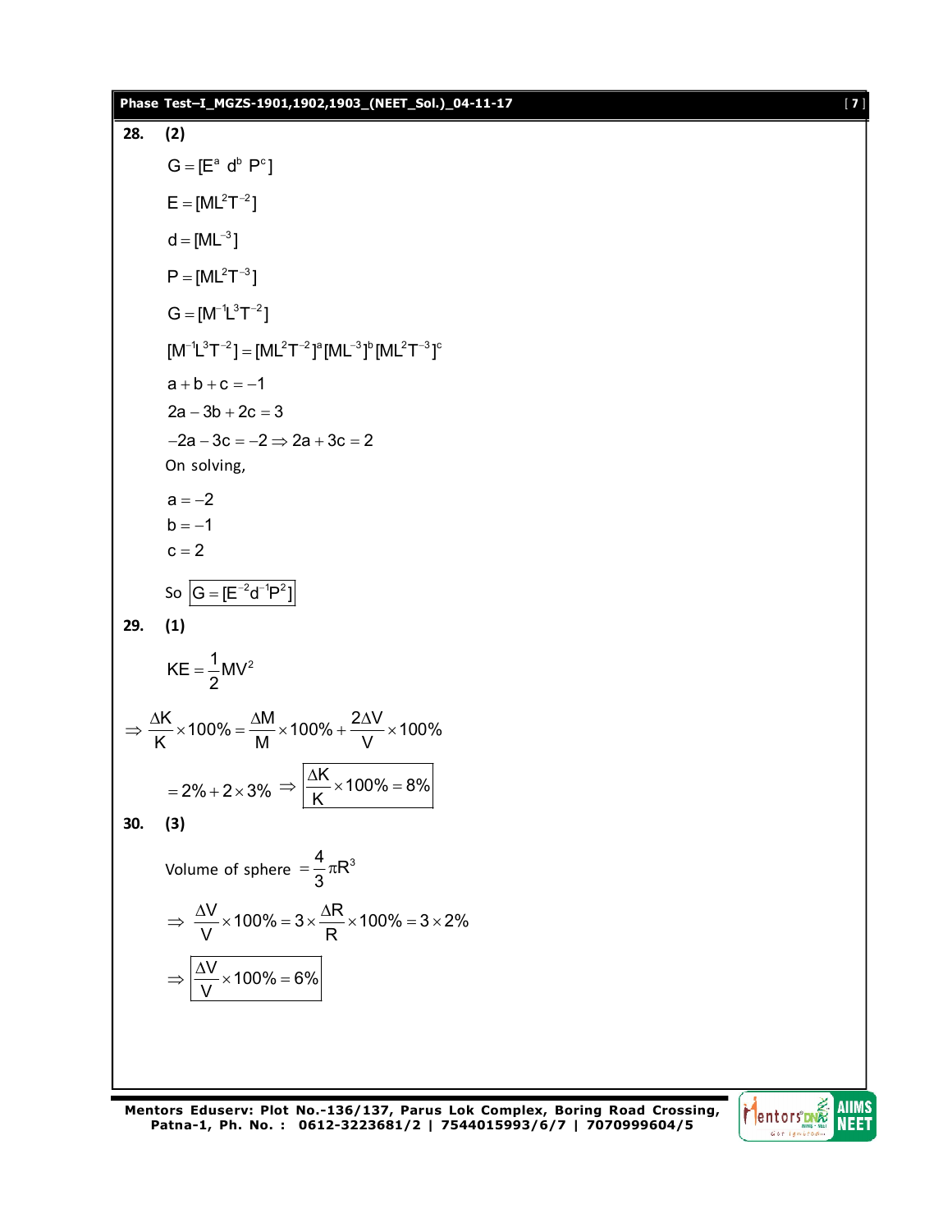**28. (2)**

$$G = [E^a \; d^b \; P^c]$$

$$E = [ML^2T^{-2}]$$

$$d = [ML^{-3}]$$

$$P = [ML^2T^{-3}]$$

$$G = [M^{-1}L^3T^{-2}]$$

$$[M^{-1}L^3T^{-2}] = [ML^2T^{-2}]^a [ML^{-3}]^b [ML^2T^{-3}]^c$$

$$a + b + c = -1$$

$$2a - 3b + 2c = 3$$

$$-2a - 3c = -2 \Rightarrow 2a + 3c = 2$$

On solving,

$$a = -2$$
$$b = -1$$
$$c = 2$$

So $\boxed{G = [E^{-2}d^{-1}P^2]}$

**29. (1)**

$$KE = \frac{1}{2}MV^2$$

$$\Rightarrow \frac{\Delta K}{K} \times 100\% = \frac{\Delta M}{M} \times 100\% + \frac{2\Delta V}{V} \times 100\%$$

$$= 2\% + 2 \times 3\% \Rightarrow \boxed{\frac{\Delta K}{K} \times 100\% = 8\%}$$

**30. (3)**

Volume of sphere $= \frac{4}{3}\pi R^3$

$$\Rightarrow \frac{\Delta V}{V} \times 100\% = 3 \times \frac{\Delta R}{R} \times 100\% = 3 \times 2\%$$

$$\Rightarrow \boxed{\frac{\Delta V}{V} \times 100\% = 6\%}$$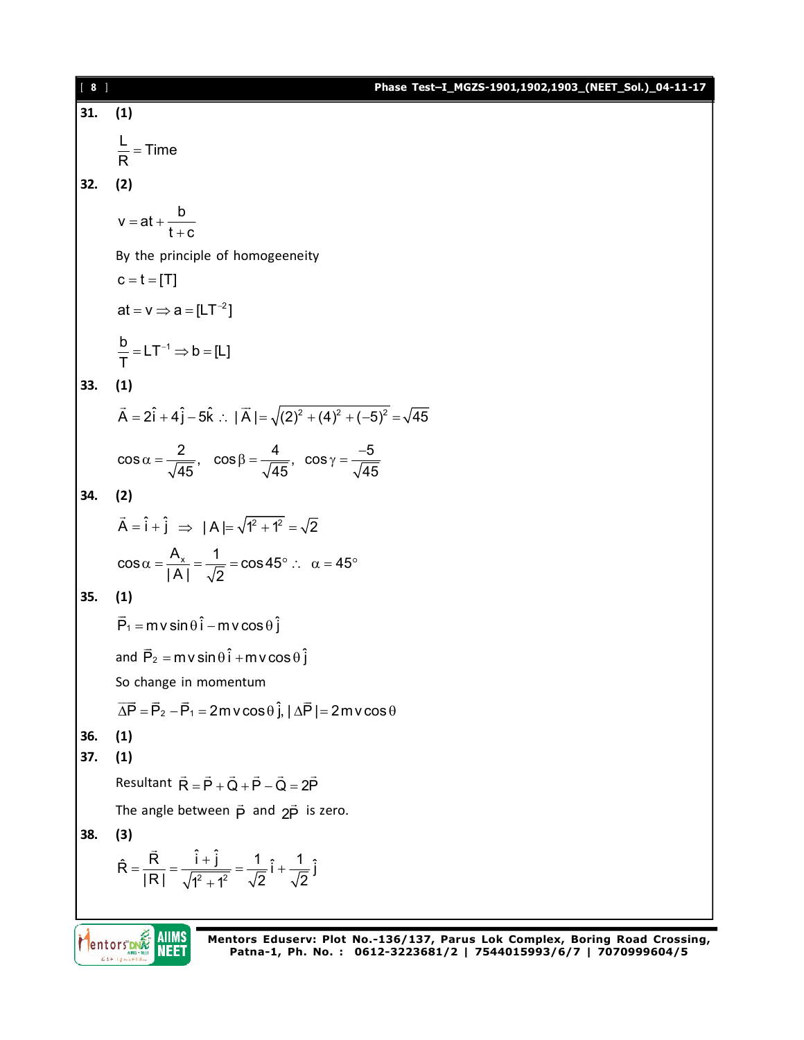**31.** **(1)**

$$\frac{L}{R} = \text{Time}$$

**32.** **(2)**

$$v = at + \frac{b}{t+c}$$

By the principle of homogeneity

$$c = t = [T]$$

$$at = v \Rightarrow a = [LT^{-2}]$$

$$\frac{b}{T} = LT^{-1} \Rightarrow b = [L]$$

**33.** **(1)**

$$\vec{A} = 2\hat{i} + 4\hat{j} - 5\hat{k} \therefore |\vec{A}| = \sqrt{(2)^2 + (4)^2 + (-5)^2} = \sqrt{45}$$

$$\cos\alpha = \frac{2}{\sqrt{45}}, \quad \cos\beta = \frac{4}{\sqrt{45}}, \quad \cos\gamma = \frac{-5}{\sqrt{45}}$$

**34.** **(2)**

$$\vec{A} = \hat{i} + \hat{j} \Rightarrow |A| = \sqrt{1^2 + 1^2} = \sqrt{2}$$

$$\cos\alpha = \frac{A_x}{|A|} = \frac{1}{\sqrt{2}} = \cos 45^\circ \therefore \alpha = 45^\circ$$

**35.** **(1)**

$$\vec{P}_1 = mv\sin\theta\,\hat{i} - mv\cos\theta\,\hat{j}$$

and $\vec{P}_2 = mv\sin\theta\,\hat{i} + mv\cos\theta\,\hat{j}$

So change in momentum

$$\overline{\Delta P} = \vec{P}_2 - \vec{P}_1 = 2mv\cos\theta\,\hat{j}, |\Delta\vec{P}| = 2mv\cos\theta$$

**36.** **(1)**

**37.** **(1)**

Resultant $\vec{R} = \vec{P} + \vec{Q} + \vec{P} - \vec{Q} = 2\vec{P}$

The angle between $\vec{P}$ and $2\vec{P}$ is zero.

**38.** **(3)**

$$\hat{R} = \frac{\vec{R}}{|R|} = \frac{\hat{i} + \hat{j}}{\sqrt{1^2 + 1^2}} = \frac{1}{\sqrt{2}}\hat{i} + \frac{1}{\sqrt{2}}\hat{j}$$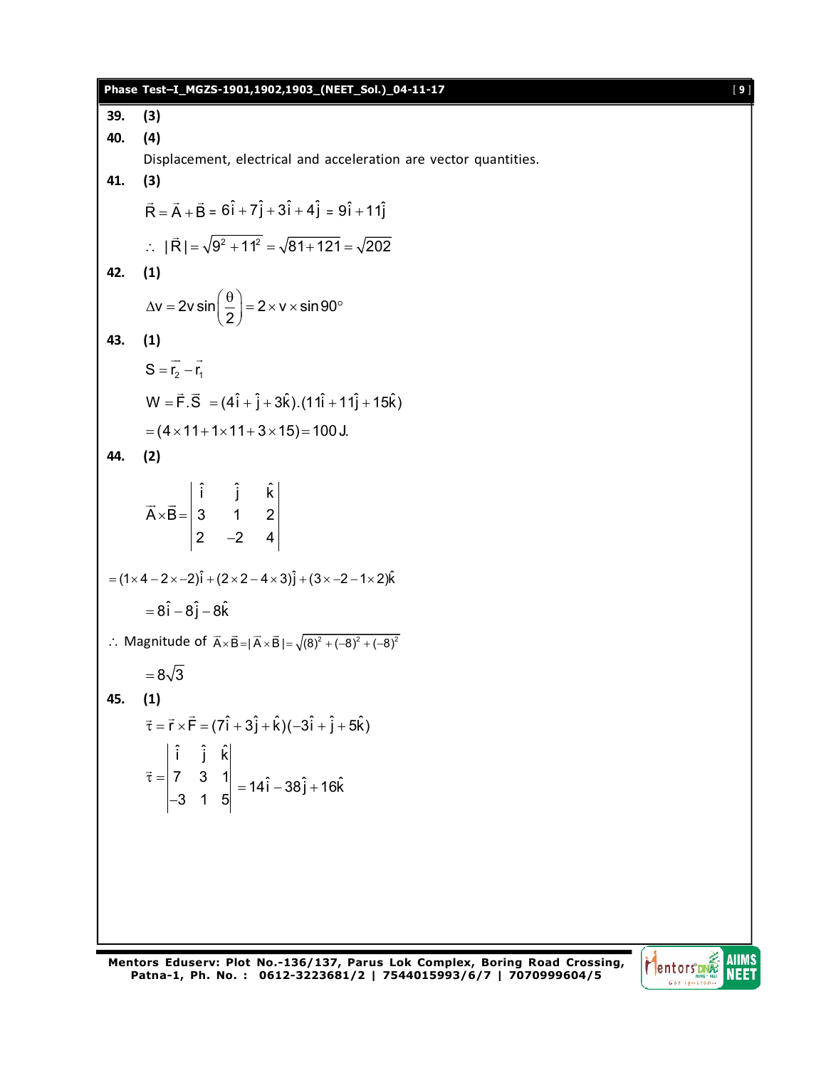**39.** **(3)**

**40.** **(4)**

Displacement, electrical and acceleration are vector quantities.

**41.** **(3)**

$$\vec{R} = \vec{A} + \vec{B} = 6\hat{i} + 7\hat{j} + 3\hat{i} + 4\hat{j} = 9\hat{i} + 11\hat{j}$$

$$\therefore \ |\vec{R}| = \sqrt{9^2 + 11^2} = \sqrt{81 + 121} = \sqrt{202}$$

**42.** **(1)**

$$\Delta v = 2v \sin\left(\frac{\theta}{2}\right) = 2 \times v \times \sin 90^\circ$$

**43.** **(1)**

$$S = \vec{r_2} - \vec{r_1}$$

$$W = \vec{F}.\vec{S} = (4\hat{i} + \hat{j} + 3\hat{k}).(11\hat{i} + 11\hat{j} + 15\hat{k})$$

$$= (4 \times 11 + 1 \times 11 + 3 \times 15) = 100 \, J.$$

**44.** **(2)**

$$\vec{A} \times \vec{B} = \begin{vmatrix} \hat{i} & \hat{j} & \hat{k} \\ 3 & 1 & 2 \\ 2 & -2 & 4 \end{vmatrix}$$

$$= (1 \times 4 - 2 \times -2)\hat{i} + (2 \times 2 - 4 \times 3)\hat{j} + (3 \times -2 - 1 \times 2)\hat{k}$$

$$= 8\hat{i} - 8\hat{j} - 8\hat{k}$$

$\therefore$ Magnitude of $\vec{A} \times \vec{B} = |\vec{A} \times \vec{B}| = \sqrt{(8)^2 + (-8)^2 + (-8)^2}$

$$= 8\sqrt{3}$$

**45.** **(1)**

$$\vec{\tau} = \vec{r} \times \vec{F} = (7\hat{i} + 3\hat{j} + \hat{k})(-3\hat{i} + \hat{j} + 5\hat{k})$$

$$\vec{\tau} = \begin{vmatrix} \hat{i} & \hat{j} & \hat{k} \\ 7 & 3 & 1 \\ -3 & 1 & 5 \end{vmatrix} = 14\hat{i} - 38\hat{j} + 16\hat{k}$$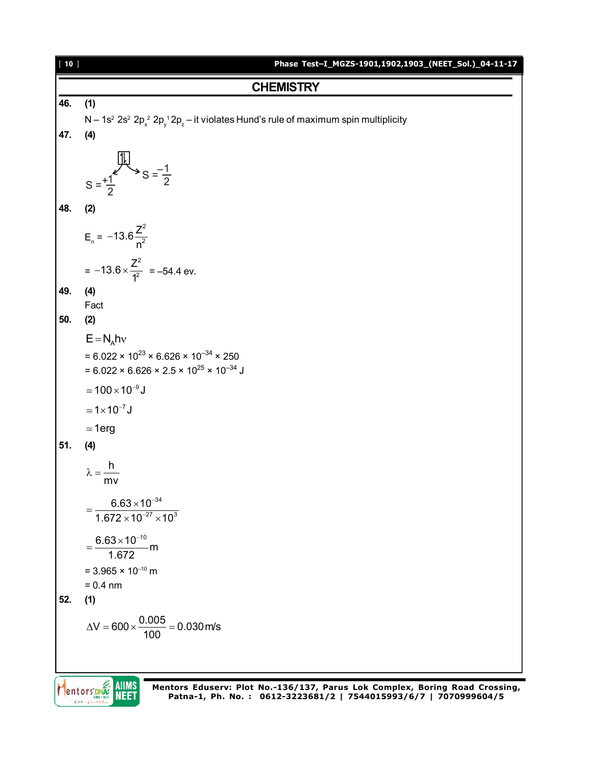## CHEMISTRY

**46.** **(1)**

N – $1s^2\ 2s^2\ 2p_x^2\ 2p_y^1\ 2p_z$ – it violates Hund's rule of maximum spin multiplicity

**47.** **(4)**

$$S = +\frac{1}{2} \quad \uparrow\downarrow \quad S = \frac{-1}{2}$$

**48.** **(2)**

$$E_n = -13.6\frac{Z^2}{n^2}$$

$$= -13.6 \times \frac{Z^2}{1^2} = -54.4 \text{ ev.}$$

**49.** **(4)**

Fact

**50.** **(2)**

$$E = N_A h\nu$$

$= 6.022 \times 10^{23} \times 6.626 \times 10^{-34} \times 250$

$= 6.022 \times 6.626 \times 2.5 \times 10^{25} \times 10^{-34}$ J

$\simeq 100 \times 10^{-9}$ J

$\simeq 1 \times 10^{-7}$ J

$\simeq 1$ erg

**51.** **(4)**

$$\lambda = \frac{h}{mv}$$

$$= \frac{6.63 \times 10^{-34}}{1.672 \times 10^{-27} \times 10^3}$$

$$= \frac{6.63 \times 10^{-10}}{1.672} \text{m}$$

$= 3.965 \times 10^{-10}$ m

$= 0.4$ nm

**52.** **(1)**

$$\Delta V = 600 \times \frac{0.005}{100} = 0.030 \text{ m/s}$$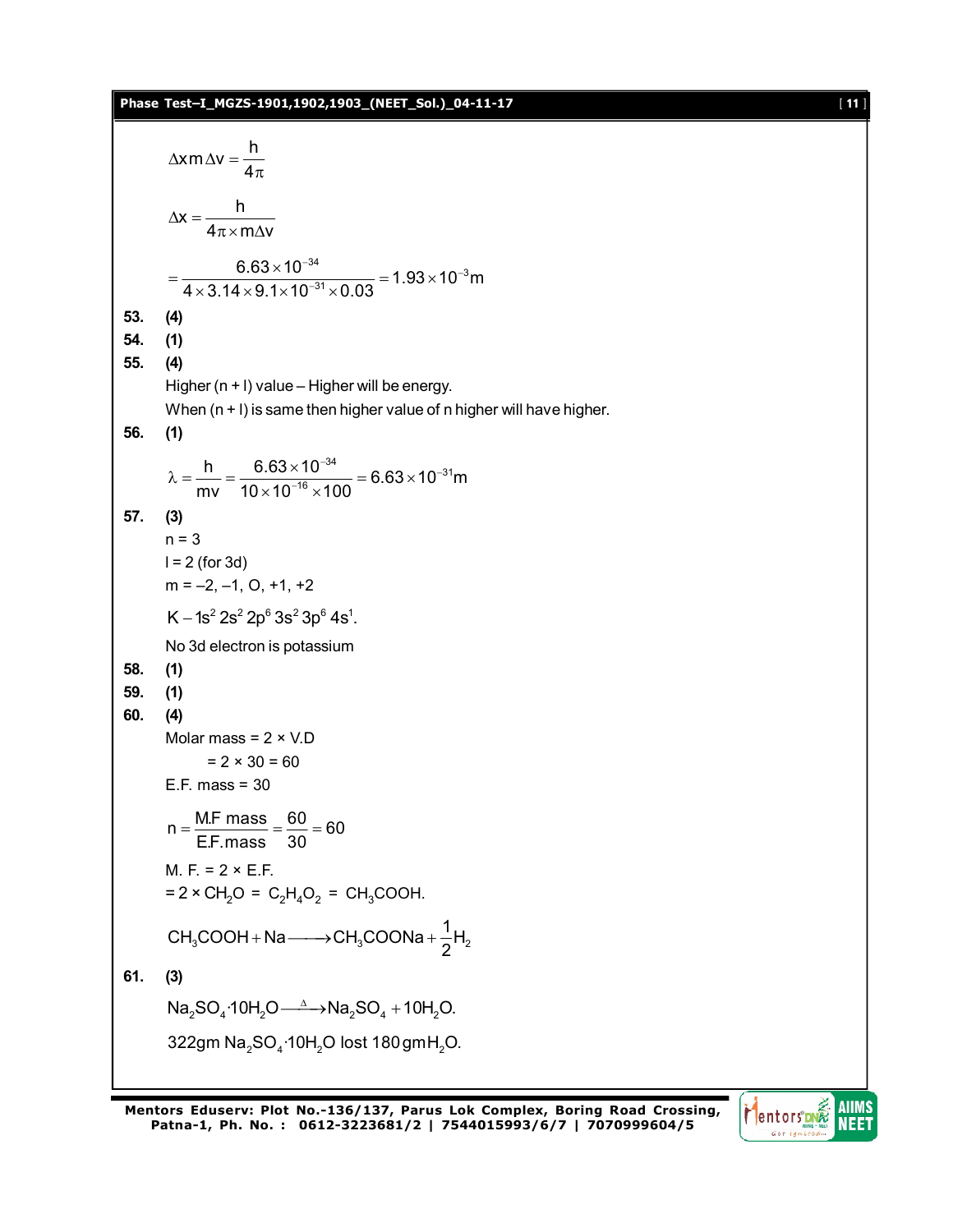$$\Delta x m \Delta v = \frac{h}{4\pi}$$

$$\Delta x = \frac{h}{4\pi \times m\Delta v}$$

$$= \frac{6.63\times10^{-34}}{4\times3.14\times9.1\times10^{-31}\times0.03} = 1.93\times10^{-3}\text{m}$$

**53.** **(4)**

**54.** **(1)**

**55.** **(4)**

Higher (n + l) value – Higher will be energy.

When (n + l) is same then higher value of n higher will have higher.

**56.** **(1)**

$$\lambda = \frac{h}{mv} = \frac{6.63\times10^{-34}}{10\times10^{-16}\times100} = 6.63\times10^{-31}\text{m}$$

**57.** **(3)**

n = 3

l = 2 (for 3d)

m = –2, –1, O, +1, +2

$K - 1s^2\,2s^2\,2p^6\,3s^2\,3p^6\,4s^1.$

No 3d electron is potassium

**58.** **(1)**

**59.** **(1)**

**60.** **(4)**

Molar mass = 2 × V.D

= 2 × 30 = 60

E.F. mass = 30

$$n = \frac{\text{M.F mass}}{\text{E.F.mass}} = \frac{60}{30} = 60$$

M. F. = 2 × E.F.

= 2 × $CH_2O$ = $C_2H_4O_2$ = $CH_3COOH$.

$$CH_3COOH + Na \longrightarrow CH_3COONa + \frac{1}{2}H_2$$

**61.** **(3)**

$$Na_2SO_4{\cdot}10H_2O \xrightarrow{\Delta} Na_2SO_4 + 10H_2O.$$

322gm $Na_2SO_4{\cdot}10H_2O$ lost 180 gm $H_2O$.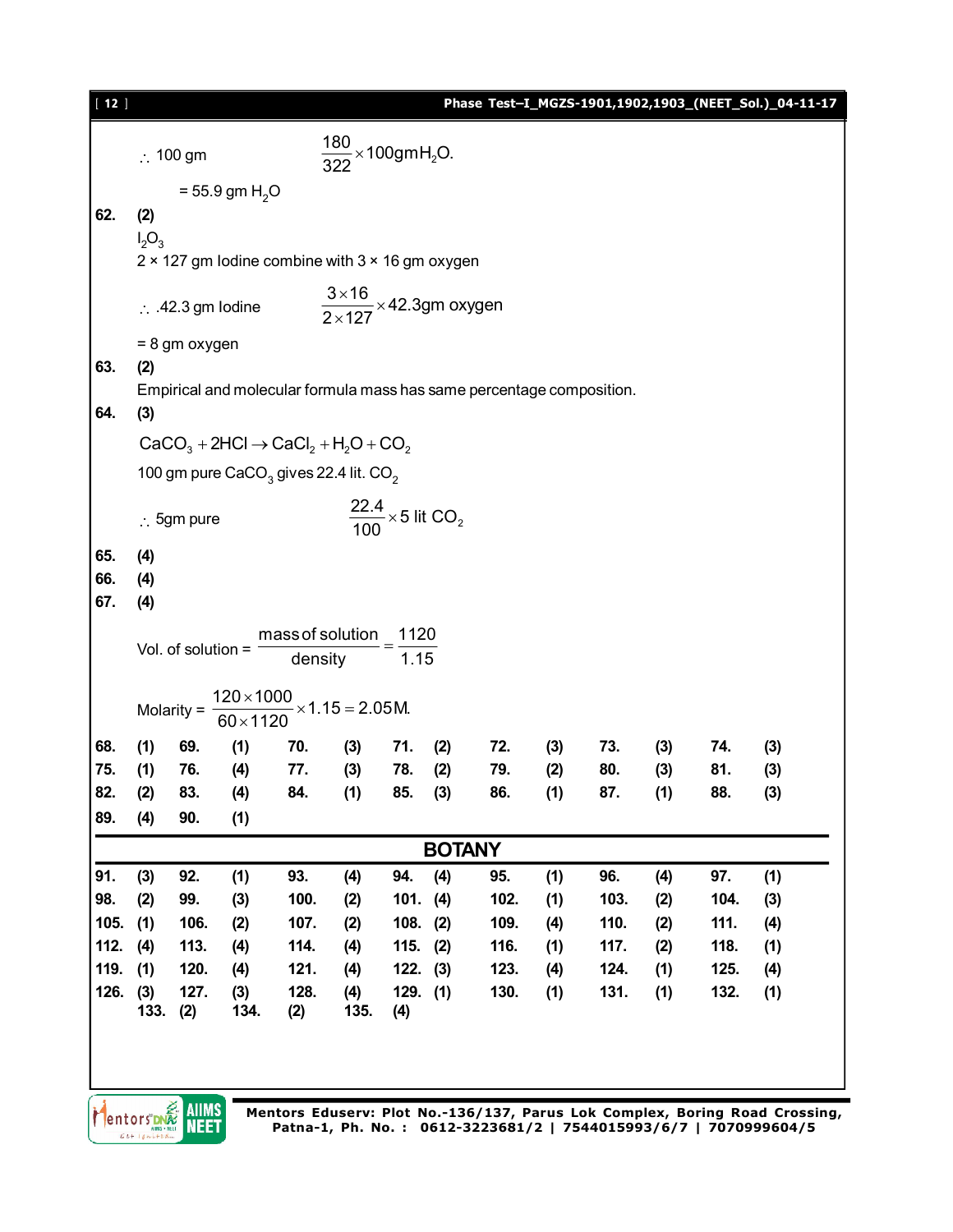$\therefore$ 100 gm $\qquad \dfrac{180}{322} \times 100\text{gm}H_2O.$

$= 55.9$ gm $H_2O$

**62.** **(2)**

$I_2O_3$

2 × 127 gm Iodine combine with 3 × 16 gm oxygen

$\therefore$ .42.3 gm Iodine $\qquad \dfrac{3 \times 16}{2 \times 127} \times 42.3\text{gm oxygen}$

= 8 gm oxygen

**63.** **(2)**

Empirical and molecular formula mass has same percentage composition.

**64.** **(3)**

$$CaCO_3 + 2HCl \rightarrow CaCl_2 + H_2O + CO_2$$

100 gm pure $CaCO_3$ gives 22.4 lit. $CO_2$

$\therefore$ 5gm pure $\qquad \dfrac{22.4}{100} \times 5 \text{ lit } CO_2$

**65.** **(4)**

**66.** **(4)**

**67.** **(4)**

$$\text{Vol. of solution} = \frac{\text{mass of solution}}{\text{density}} = \frac{1120}{1.15}$$

$$\text{Molarity} = \frac{120 \times 1000}{60 \times 1120} \times 1.15 = 2.05\text{M}.$$

| | | | | | | | | | | | | | |
|---|---|---|---|---|---|---|---|---|---|---|---|---|---|
| **68.** | **(1)** | **69.** | **(1)** | **70.** | **(3)** | **71.** | **(2)** | **72.** | **(3)** | **73.** | **(3)** | **74.** | **(3)** |
| **75.** | **(1)** | **76.** | **(4)** | **77.** | **(3)** | **78.** | **(2)** | **79.** | **(2)** | **80.** | **(3)** | **81.** | **(3)** |
| **82.** | **(2)** | **83.** | **(4)** | **84.** | **(1)** | **85.** | **(3)** | **86.** | **(1)** | **87.** | **(1)** | **88.** | **(3)** |
| **89.** | **(4)** | **90.** | **(1)** | | | | | | | | | | |

## BOTANY

| | | | | | | | | | | | | | |
|---|---|---|---|---|---|---|---|---|---|---|---|---|---|
| **91.** | **(3)** | **92.** | **(1)** | **93.** | **(4)** | **94.** | **(4)** | **95.** | **(1)** | **96.** | **(4)** | **97.** | **(1)** |
| **98.** | **(2)** | **99.** | **(3)** | **100.** | **(2)** | **101.** | **(4)** | **102.** | **(1)** | **103.** | **(2)** | **104.** | **(3)** |
| **105.** | **(1)** | **106.** | **(2)** | **107.** | **(2)** | **108.** | **(2)** | **109.** | **(4)** | **110.** | **(2)** | **111.** | **(4)** |
| **112.** | **(4)** | **113.** | **(4)** | **114.** | **(4)** | **115.** | **(2)** | **116.** | **(1)** | **117.** | **(2)** | **118.** | **(1)** |
| **119.** | **(1)** | **120.** | **(4)** | **121.** | **(4)** | **122.** | **(3)** | **123.** | **(4)** | **124.** | **(1)** | **125.** | **(4)** |
| **126.** | **(3)** | **127.** | **(3)** | **128.** | **(4)** | **129.** | **(1)** | **130.** | **(1)** | **131.** | **(1)** | **132.** | **(1)** |
| **133.** | **(2)** | **134.** | **(2)** | **135.** | **(4)** | | | | | | | | |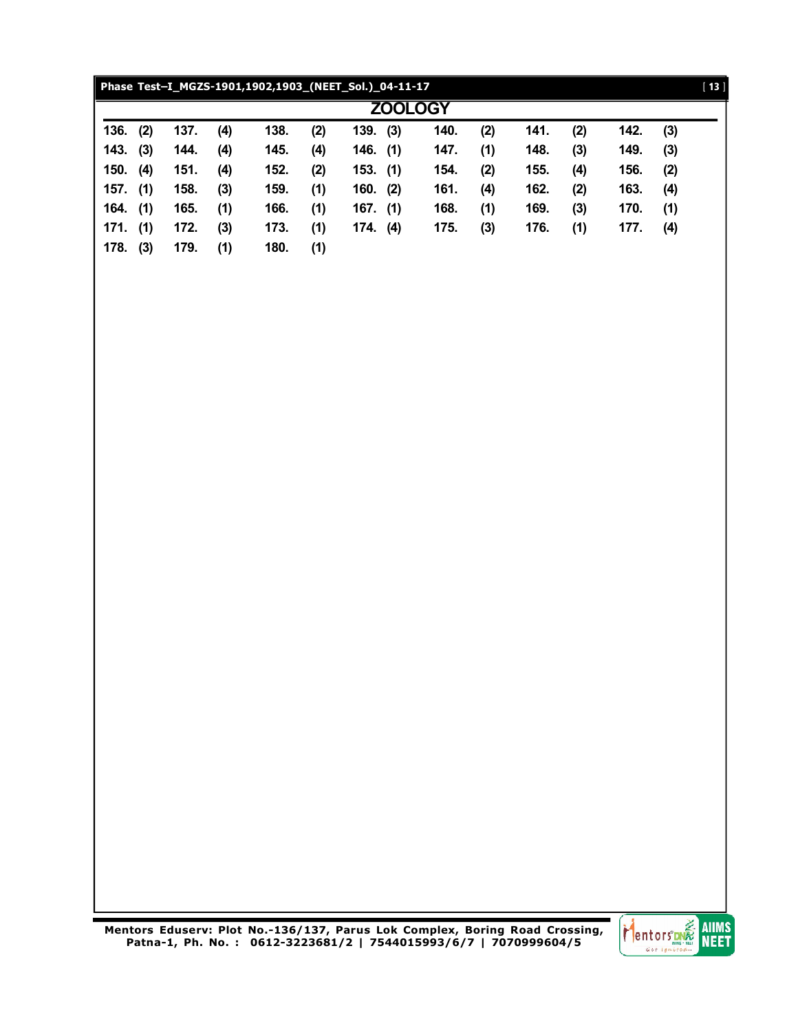## ZOOLOGY

| | | | | | | | | | | | | | |
|---|---|---|---|---|---|---|---|---|---|---|---|---|---|
| 136. | (2) | 137. | (4) | 138. | (2) | 139. | (3) | 140. | (2) | 141. | (2) | 142. | (3) |
| 143. | (3) | 144. | (4) | 145. | (4) | 146. | (1) | 147. | (1) | 148. | (3) | 149. | (3) |
| 150. | (4) | 151. | (4) | 152. | (2) | 153. | (1) | 154. | (2) | 155. | (4) | 156. | (2) |
| 157. | (1) | 158. | (3) | 159. | (1) | 160. | (2) | 161. | (4) | 162. | (2) | 163. | (4) |
| 164. | (1) | 165. | (1) | 166. | (1) | 167. | (1) | 168. | (1) | 169. | (3) | 170. | (1) |
| 171. | (1) | 172. | (3) | 173. | (1) | 174. | (4) | 175. | (3) | 176. | (1) | 177. | (4) |
| 178. | (3) | 179. | (1) | 180. | (1) | | | | | | | | |